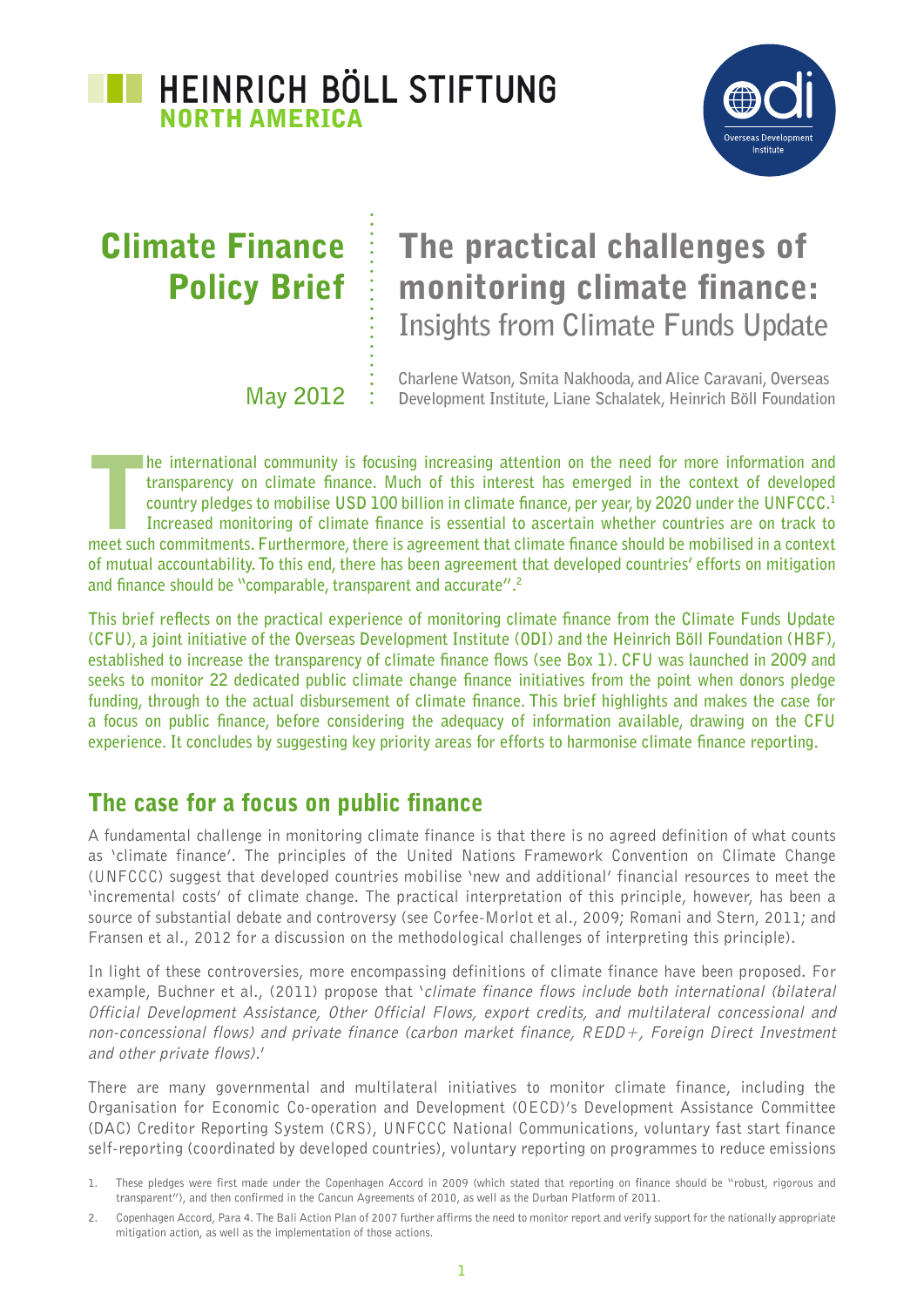HEINRICH BÖLL STIFTUNG
NORTH AMERICA

odi Overseas Development Institute

# Climate Finance Policy Brief

May 2012

# The practical challenges of monitoring climate finance: Insights from Climate Funds Update

Charlene Watson, Smita Nakhooda, and Alice Caravani, Overseas Development Institute, Liane Schalatek, Heinrich Böll Foundation

**The international community is focusing increasing attention on the need for more information and transparency on climate finance. Much of this interest has emerged in the context of developed country pledges to mobilise USD 100 billion in climate finance, per year, by 2020 under the UNFCCC.[1] Increased monitoring of climate finance is essential to ascertain whether countries are on track to meet such commitments. Furthermore, there is agreement that climate finance should be mobilised in a context of mutual accountability. To this end, there has been agreement that developed countries' efforts on mitigation and finance should be "comparable, transparent and accurate".[2]**

**This brief reflects on the practical experience of monitoring climate finance from the Climate Funds Update (CFU), a joint initiative of the Overseas Development Institute (ODI) and the Heinrich Böll Foundation (HBF), established to increase the transparency of climate finance flows (see Box 1). CFU was launched in 2009 and seeks to monitor 22 dedicated public climate change finance initiatives from the point when donors pledge funding, through to the actual disbursement of climate finance. This brief highlights and makes the case for a focus on public finance, before considering the adequacy of information available, drawing on the CFU experience. It concludes by suggesting key priority areas for efforts to harmonise climate finance reporting.**

## The case for a focus on public finance

A fundamental challenge in monitoring climate finance is that there is no agreed definition of what counts as 'climate finance'. The principles of the United Nations Framework Convention on Climate Change (UNFCCC) suggest that developed countries mobilise 'new and additional' financial resources to meet the 'incremental costs' of climate change. The practical interpretation of this principle, however, has been a source of substantial debate and controversy (see Corfee-Morlot et al., 2009; Romani and Stern, 2011; and Fransen et al., 2012 for a discussion on the methodological challenges of interpreting this principle).

In light of these controversies, more encompassing definitions of climate finance have been proposed. For example, Buchner et al., (2011) propose that '*climate finance flows include both international (bilateral Official Development Assistance, Other Official Flows, export credits, and multilateral concessional and non-concessional flows) and private finance (carbon market finance, REDD+, Foreign Direct Investment and other private flows).*'

There are many governmental and multilateral initiatives to monitor climate finance, including the Organisation for Economic Co-operation and Development (OECD)'s Development Assistance Committee (DAC) Creditor Reporting System (CRS), UNFCCC National Communications, voluntary fast start finance self-reporting (coordinated by developed countries), voluntary reporting on programmes to reduce emissions

1. These pledges were first made under the Copenhagen Accord in 2009 (which stated that reporting on finance should be "robust, rigorous and transparent"), and then confirmed in the Cancun Agreements of 2010, as well as the Durban Platform of 2011.

2. Copenhagen Accord, Para 4. The Bali Action Plan of 2007 further affirms the need to monitor report and verify support for the nationally appropriate mitigation action, as well as the implementation of those actions.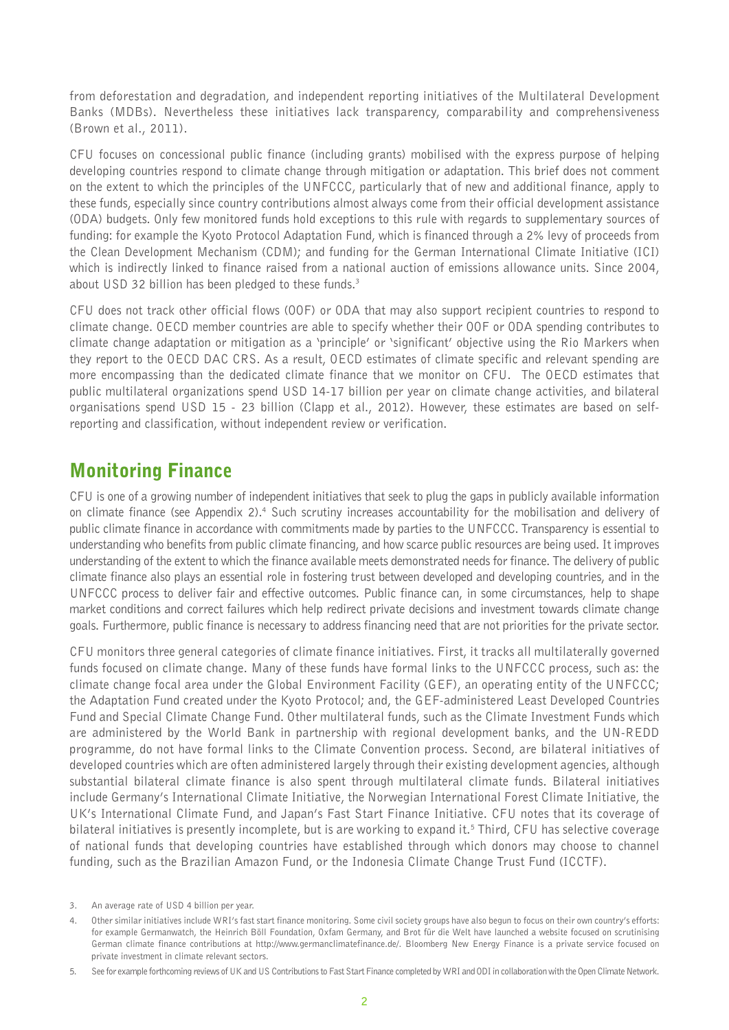from deforestation and degradation, and independent reporting initiatives of the Multilateral Development Banks (MDBs). Nevertheless these initiatives lack transparency, comparability and comprehensiveness (Brown et al., 2011).

CFU focuses on concessional public finance (including grants) mobilised with the express purpose of helping developing countries respond to climate change through mitigation or adaptation. This brief does not comment on the extent to which the principles of the UNFCCC, particularly that of new and additional finance, apply to these funds, especially since country contributions almost always come from their official development assistance (ODA) budgets. Only few monitored funds hold exceptions to this rule with regards to supplementary sources of funding: for example the Kyoto Protocol Adaptation Fund, which is financed through a 2% levy of proceeds from the Clean Development Mechanism (CDM); and funding for the German International Climate Initiative (ICI) which is indirectly linked to finance raised from a national auction of emissions allowance units. Since 2004, about USD 32 billion has been pledged to these funds.[3]

CFU does not track other official flows (OOF) or ODA that may also support recipient countries to respond to climate change. OECD member countries are able to specify whether their OOF or ODA spending contributes to climate change adaptation or mitigation as a 'principle' or 'significant' objective using the Rio Markers when they report to the OECD DAC CRS. As a result, OECD estimates of climate specific and relevant spending are more encompassing than the dedicated climate finance that we monitor on CFU. The OECD estimates that public multilateral organizations spend USD 14-17 billion per year on climate change activities, and bilateral organisations spend USD 15 - 23 billion (Clapp et al., 2012). However, these estimates are based on self-reporting and classification, without independent review or verification.

## Monitoring Finance

CFU is one of a growing number of independent initiatives that seek to plug the gaps in publicly available information on climate finance (see Appendix 2).[4] Such scrutiny increases accountability for the mobilisation and delivery of public climate finance in accordance with commitments made by parties to the UNFCCC. Transparency is essential to understanding who benefits from public climate financing, and how scarce public resources are being used. It improves understanding of the extent to which the finance available meets demonstrated needs for finance. The delivery of public climate finance also plays an essential role in fostering trust between developed and developing countries, and in the UNFCCC process to deliver fair and effective outcomes. Public finance can, in some circumstances, help to shape market conditions and correct failures which help redirect private decisions and investment towards climate change goals. Furthermore, public finance is necessary to address financing need that are not priorities for the private sector.

CFU monitors three general categories of climate finance initiatives. First, it tracks all multilaterally governed funds focused on climate change. Many of these funds have formal links to the UNFCCC process, such as: the climate change focal area under the Global Environment Facility (GEF), an operating entity of the UNFCCC; the Adaptation Fund created under the Kyoto Protocol; and, the GEF-administered Least Developed Countries Fund and Special Climate Change Fund. Other multilateral funds, such as the Climate Investment Funds which are administered by the World Bank in partnership with regional development banks, and the UN-REDD programme, do not have formal links to the Climate Convention process. Second, are bilateral initiatives of developed countries which are often administered largely through their existing development agencies, although substantial bilateral climate finance is also spent through multilateral climate funds. Bilateral initiatives include Germany's International Climate Initiative, the Norwegian International Forest Climate Initiative, the UK's International Climate Fund, and Japan's Fast Start Finance Initiative. CFU notes that its coverage of bilateral initiatives is presently incomplete, but is are working to expand it.[5] Third, CFU has selective coverage of national funds that developing countries have established through which donors may choose to channel funding, such as the Brazilian Amazon Fund, or the Indonesia Climate Change Trust Fund (ICCTF).

3. An average rate of USD 4 billion per year.

4. Other similar initiatives include WRI's fast start finance monitoring. Some civil society groups have also begun to focus on their own country's efforts: for example Germanwatch, the Heinrich Böll Foundation, Oxfam Germany, and Brot für die Welt have launched a website focused on scrutinising German climate finance contributions at http://www.germanclimatefinance.de/. Bloomberg New Energy Finance is a private service focused on private investment in climate relevant sectors.

5. See for example forthcoming reviews of UK and US Contributions to Fast Start Finance completed by WRI and ODI in collaboration with the Open Climate Network.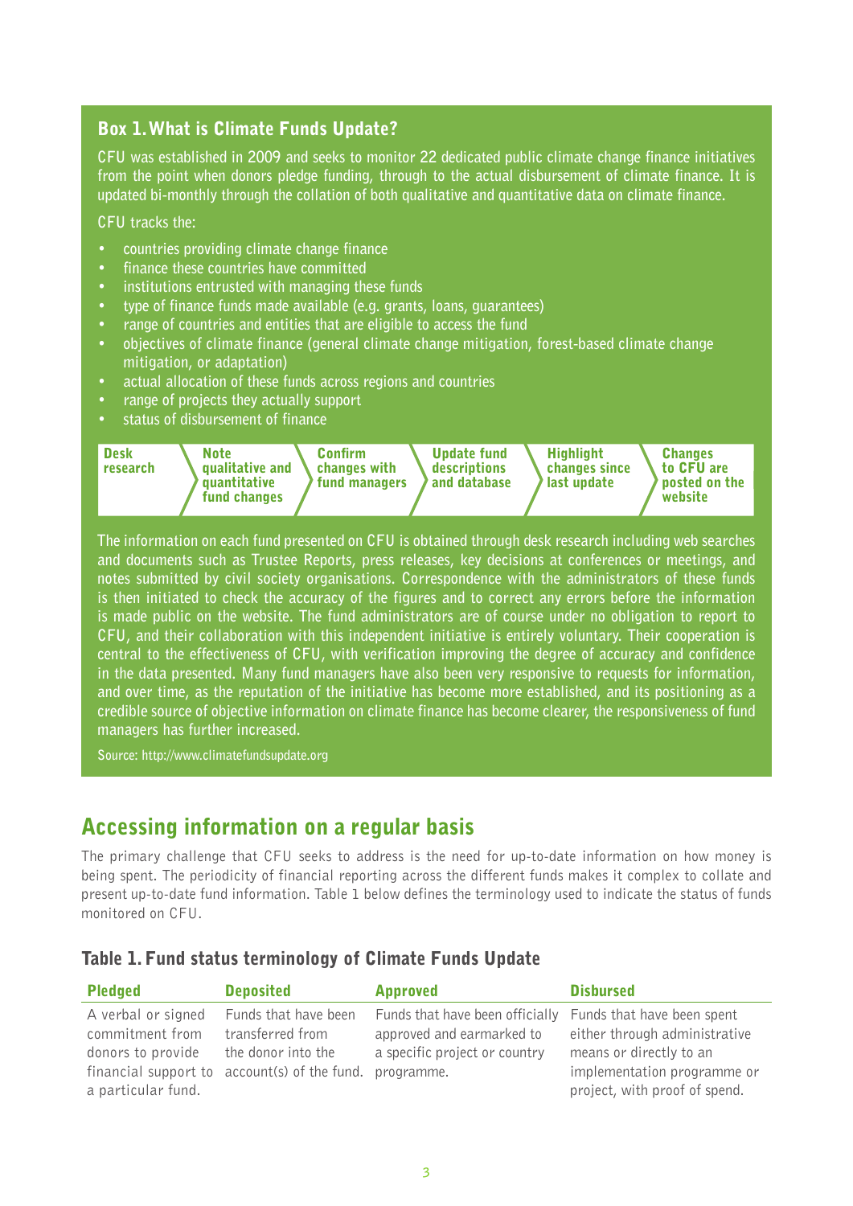### Box 1. What is Climate Funds Update?

CFU was established in 2009 and seeks to monitor 22 dedicated public climate change finance initiatives from the point when donors pledge funding, through to the actual disbursement of climate finance. It is updated bi-monthly through the collation of both qualitative and quantitative data on climate finance.

CFU tracks the:

- countries providing climate change finance
- finance these countries have committed
- institutions entrusted with managing these funds
- type of finance funds made available (e.g. grants, loans, guarantees)
- range of countries and entities that are eligible to access the fund
- objectives of climate finance (general climate change mitigation, forest-based climate change mitigation, or adaptation)
- actual allocation of these funds across regions and countries
- range of projects they actually support
- status of disbursement of finance

**Desk research** → **Note qualitative and quantitative fund changes** → **Confirm changes with fund managers** → **Update fund descriptions and database** → **Highlight changes since last update** → **Changes to CFU are posted on the website**

The information on each fund presented on CFU is obtained through desk research including web searches and documents such as Trustee Reports, press releases, key decisions at conferences or meetings, and notes submitted by civil society organisations. Correspondence with the administrators of these funds is then initiated to check the accuracy of the figures and to correct any errors before the information is made public on the website. The fund administrators are of course under no obligation to report to CFU, and their collaboration with this independent initiative is entirely voluntary. Their cooperation is central to the effectiveness of CFU, with verification improving the degree of accuracy and confidence in the data presented. Many fund managers have also been very responsive to requests for information, and over time, as the reputation of the initiative has become more established, and its positioning as a credible source of objective information on climate finance has become clearer, the responsiveness of fund managers has further increased.

Source: http://www.climatefundsupdate.org

## Accessing information on a regular basis

The primary challenge that CFU seeks to address is the need for up-to-date information on how money is being spent. The periodicity of financial reporting across the different funds makes it complex to collate and present up-to-date fund information. Table 1 below defines the terminology used to indicate the status of funds monitored on CFU.

### Table 1. Fund status terminology of Climate Funds Update

| Pledged | Deposited | Approved | Disbursed |
|---|---|---|---|
| A verbal or signed commitment from donors to provide financial support to a particular fund. | Funds that have been transferred from the donor into the account(s) of the fund. | Funds that have been officially approved and earmarked to a specific project or country programme. | Funds that have been spent either through administrative means or directly to an implementation programme or project, with proof of spend. |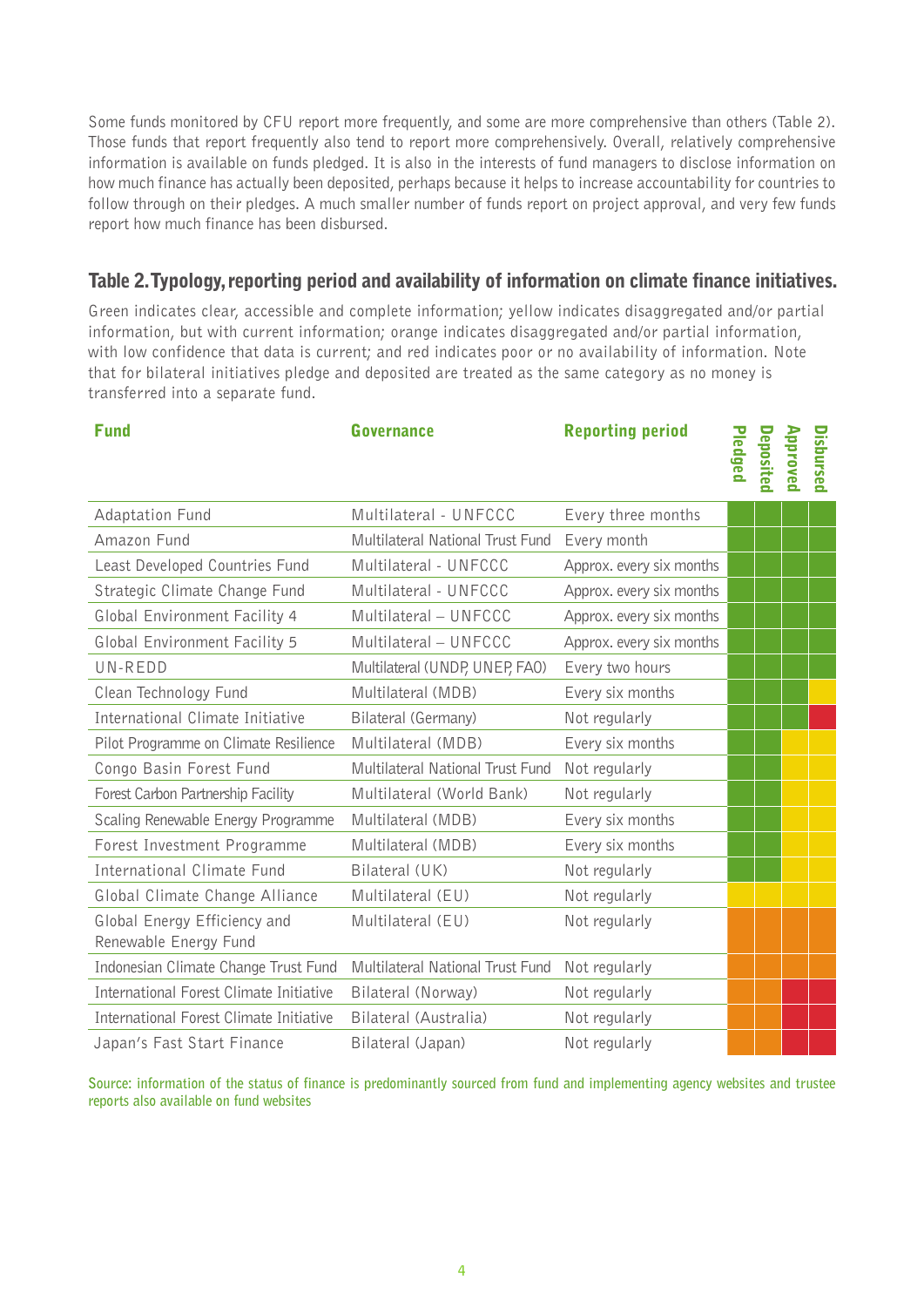Some funds monitored by CFU report more frequently, and some are more comprehensive than others (Table 2). Those funds that report frequently also tend to report more comprehensively. Overall, relatively comprehensive information is available on funds pledged. It is also in the interests of fund managers to disclose information on how much finance has actually been deposited, perhaps because it helps to increase accountability for countries to follow through on their pledges. A much smaller number of funds report on project approval, and very few funds report how much finance has been disbursed.

## Table 2. Typology, reporting period and availability of information on climate finance initiatives.

Green indicates clear, accessible and complete information; yellow indicates disaggregated and/or partial information, but with current information; orange indicates disaggregated and/or partial information, with low confidence that data is current; and red indicates poor or no availability of information. Note that for bilateral initiatives pledge and deposited are treated as the same category as no money is transferred into a separate fund.

| Fund | Governance | Reporting period | Pledged | Deposited | Approved | Disbursed |
|---|---|---|---|---|---|---|
| Adaptation Fund | Multilateral - UNFCCC | Every three months | Green | Green | Green | Green |
| Amazon Fund | Multilateral National Trust Fund | Every month | Green | Green | Green | Green |
| Least Developed Countries Fund | Multilateral - UNFCCC | Approx. every six months | Green | Green | Green | Green |
| Strategic Climate Change Fund | Multilateral - UNFCCC | Approx. every six months | Green | Green | Green | Green |
| Global Environment Facility 4 | Multilateral – UNFCCC | Approx. every six months | Green | Green | Green | Green |
| Global Environment Facility 5 | Multilateral – UNFCCC | Approx. every six months | Green | Green | Green | Green |
| UN-REDD | Multilateral (UNDP, UNEP, FAO) | Every two hours | Green | Green | Green | Green |
| Clean Technology Fund | Multilateral (MDB) | Every six months | Green | Green | Green | Yellow |
| International Climate Initiative | Bilateral (Germany) | Not regularly | Green | Green | Green | Red |
| Pilot Programme on Climate Resilience | Multilateral (MDB) | Every six months | Green | Green | Yellow | Yellow |
| Congo Basin Forest Fund | Multilateral National Trust Fund | Not regularly | Green | Green | Yellow | Yellow |
| Forest Carbon Partnership Facility | Multilateral (World Bank) | Not regularly | Green | Green | Yellow | Yellow |
| Scaling Renewable Energy Programme | Multilateral (MDB) | Every six months | Green | Green | Yellow | Yellow |
| Forest Investment Programme | Multilateral (MDB) | Every six months | Green | Green | Yellow | Yellow |
| International Climate Fund | Bilateral (UK) | Not regularly | Green | Green | Yellow | Yellow |
| Global Climate Change Alliance | Multilateral (EU) | Not regularly | Yellow | Yellow | Yellow | Yellow |
| Global Energy Efficiency and Renewable Energy Fund | Multilateral (EU) | Not regularly | Orange | Orange | Orange | Orange |
| Indonesian Climate Change Trust Fund | Multilateral National Trust Fund | Not regularly | Orange | Orange | Orange | Orange |
| International Forest Climate Initiative | Bilateral (Norway) | Not regularly | Orange | Orange | Red | Red |
| International Forest Climate Initiative | Bilateral (Australia) | Not regularly | Orange | Orange | Red | Red |
| Japan's Fast Start Finance | Bilateral (Japan) | Not regularly | Orange | Orange | Red | Red |

Source: information of the status of finance is predominantly sourced from fund and implementing agency websites and trustee reports also available on fund websites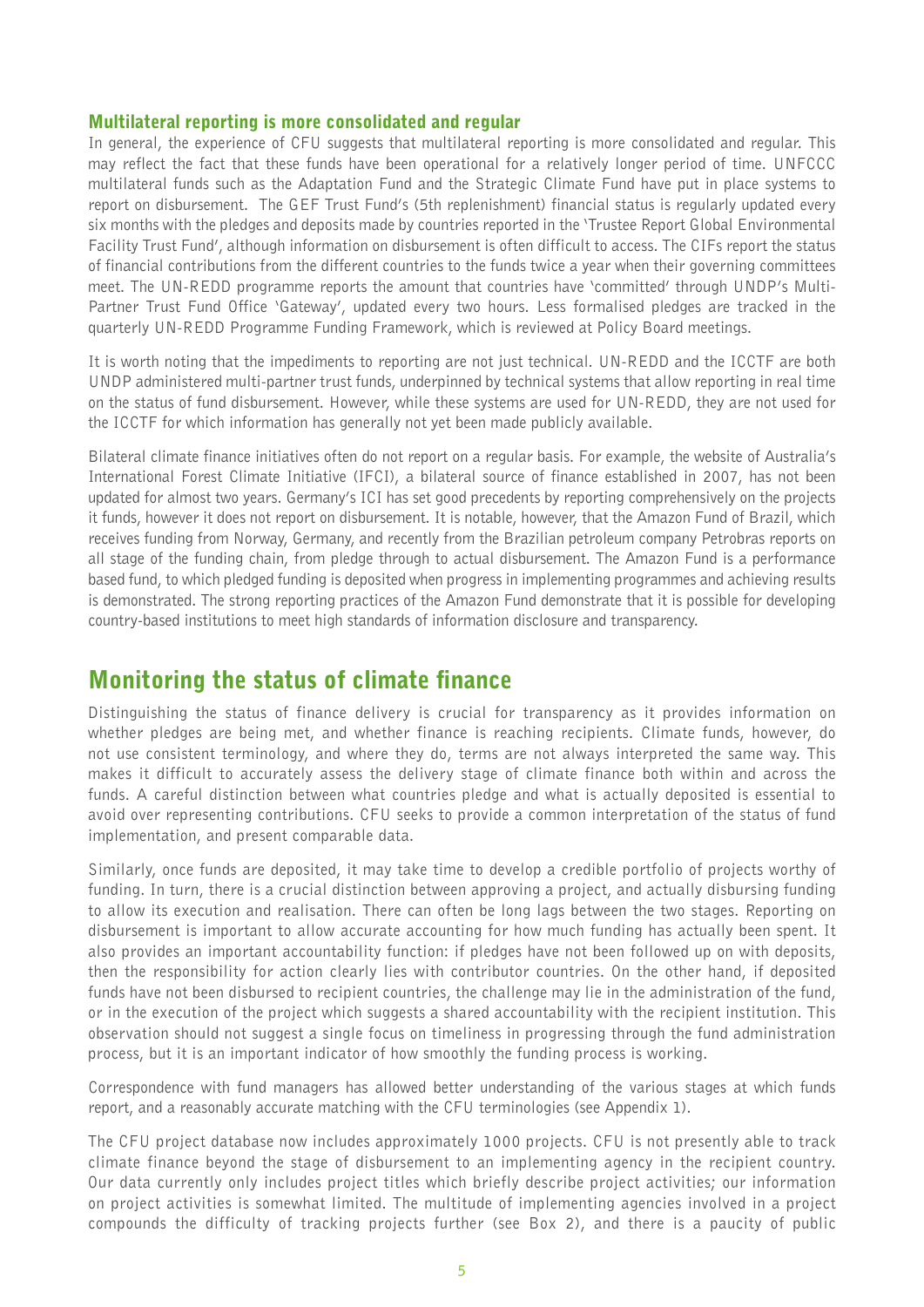### Multilateral reporting is more consolidated and regular

In general, the experience of CFU suggests that multilateral reporting is more consolidated and regular. This may reflect the fact that these funds have been operational for a relatively longer period of time. UNFCCC multilateral funds such as the Adaptation Fund and the Strategic Climate Fund have put in place systems to report on disbursement. The GEF Trust Fund's (5th replenishment) financial status is regularly updated every six months with the pledges and deposits made by countries reported in the 'Trustee Report Global Environmental Facility Trust Fund', although information on disbursement is often difficult to access. The CIFs report the status of financial contributions from the different countries to the funds twice a year when their governing committees meet. The UN-REDD programme reports the amount that countries have 'committed' through UNDP's Multi-Partner Trust Fund Office 'Gateway', updated every two hours. Less formalised pledges are tracked in the quarterly UN-REDD Programme Funding Framework, which is reviewed at Policy Board meetings.

It is worth noting that the impediments to reporting are not just technical. UN-REDD and the ICCTF are both UNDP administered multi-partner trust funds, underpinned by technical systems that allow reporting in real time on the status of fund disbursement. However, while these systems are used for UN-REDD, they are not used for the ICCTF for which information has generally not yet been made publicly available.

Bilateral climate finance initiatives often do not report on a regular basis. For example, the website of Australia's International Forest Climate Initiative (IFCI), a bilateral source of finance established in 2007, has not been updated for almost two years. Germany's ICI has set good precedents by reporting comprehensively on the projects it funds, however it does not report on disbursement. It is notable, however, that the Amazon Fund of Brazil, which receives funding from Norway, Germany, and recently from the Brazilian petroleum company Petrobras reports on all stage of the funding chain, from pledge through to actual disbursement. The Amazon Fund is a performance based fund, to which pledged funding is deposited when progress in implementing programmes and achieving results is demonstrated. The strong reporting practices of the Amazon Fund demonstrate that it is possible for developing country-based institutions to meet high standards of information disclosure and transparency.

## Monitoring the status of climate finance

Distinguishing the status of finance delivery is crucial for transparency as it provides information on whether pledges are being met, and whether finance is reaching recipients. Climate funds, however, do not use consistent terminology, and where they do, terms are not always interpreted the same way. This makes it difficult to accurately assess the delivery stage of climate finance both within and across the funds. A careful distinction between what countries pledge and what is actually deposited is essential to avoid over representing contributions. CFU seeks to provide a common interpretation of the status of fund implementation, and present comparable data.

Similarly, once funds are deposited, it may take time to develop a credible portfolio of projects worthy of funding. In turn, there is a crucial distinction between approving a project, and actually disbursing funding to allow its execution and realisation. There can often be long lags between the two stages. Reporting on disbursement is important to allow accurate accounting for how much funding has actually been spent. It also provides an important accountability function: if pledges have not been followed up on with deposits, then the responsibility for action clearly lies with contributor countries. On the other hand, if deposited funds have not been disbursed to recipient countries, the challenge may lie in the administration of the fund, or in the execution of the project which suggests a shared accountability with the recipient institution. This observation should not suggest a single focus on timeliness in progressing through the fund administration process, but it is an important indicator of how smoothly the funding process is working.

Correspondence with fund managers has allowed better understanding of the various stages at which funds report, and a reasonably accurate matching with the CFU terminologies (see Appendix 1).

The CFU project database now includes approximately 1000 projects. CFU is not presently able to track climate finance beyond the stage of disbursement to an implementing agency in the recipient country. Our data currently only includes project titles which briefly describe project activities; our information on project activities is somewhat limited. The multitude of implementing agencies involved in a project compounds the difficulty of tracking projects further (see Box 2), and there is a paucity of public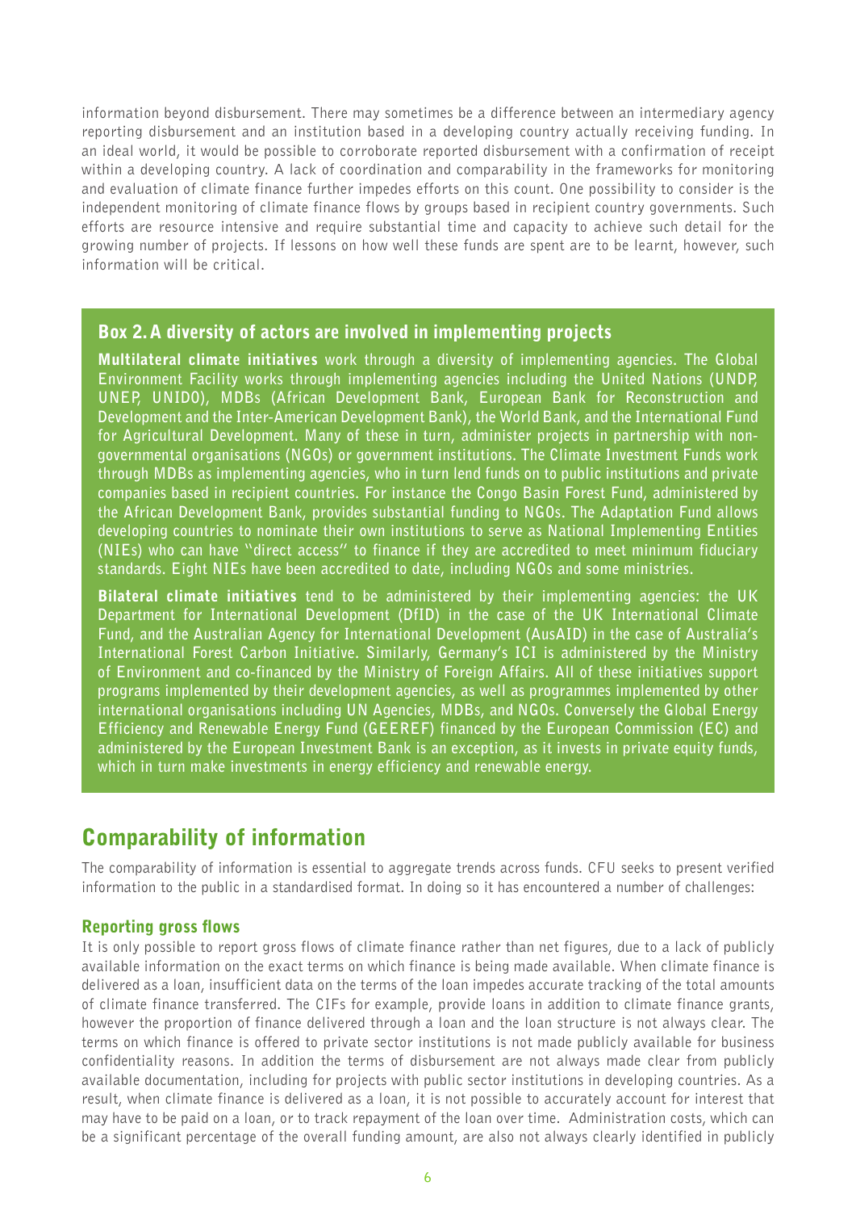information beyond disbursement. There may sometimes be a difference between an intermediary agency reporting disbursement and an institution based in a developing country actually receiving funding. In an ideal world, it would be possible to corroborate reported disbursement with a confirmation of receipt within a developing country. A lack of coordination and comparability in the frameworks for monitoring and evaluation of climate finance further impedes efforts on this count. One possibility to consider is the independent monitoring of climate finance flows by groups based in recipient country governments. Such efforts are resource intensive and require substantial time and capacity to achieve such detail for the growing number of projects. If lessons on how well these funds are spent are to be learnt, however, such information will be critical.

### Box 2. A diversity of actors are involved in implementing projects

**Multilateral climate initiatives** work through a diversity of implementing agencies. The Global Environment Facility works through implementing agencies including the United Nations (UNDP, UNEP, UNIDO), MDBs (African Development Bank, European Bank for Reconstruction and Development and the Inter-American Development Bank), the World Bank, and the International Fund for Agricultural Development. Many of these in turn, administer projects in partnership with non-governmental organisations (NGOs) or government institutions. The Climate Investment Funds work through MDBs as implementing agencies, who in turn lend funds on to public institutions and private companies based in recipient countries. For instance the Congo Basin Forest Fund, administered by the African Development Bank, provides substantial funding to NGOs. The Adaptation Fund allows developing countries to nominate their own institutions to serve as National Implementing Entities (NIEs) who can have "direct access" to finance if they are accredited to meet minimum fiduciary standards. Eight NIEs have been accredited to date, including NGOs and some ministries.

**Bilateral climate initiatives** tend to be administered by their implementing agencies: the UK Department for International Development (DfID) in the case of the UK International Climate Fund, and the Australian Agency for International Development (AusAID) in the case of Australia's International Forest Carbon Initiative. Similarly, Germany's ICI is administered by the Ministry of Environment and co-financed by the Ministry of Foreign Affairs. All of these initiatives support programs implemented by their development agencies, as well as programmes implemented by other international organisations including UN Agencies, MDBs, and NGOs. Conversely the Global Energy Efficiency and Renewable Energy Fund (GEEREF) financed by the European Commission (EC) and administered by the European Investment Bank is an exception, as it invests in private equity funds, which in turn make investments in energy efficiency and renewable energy.

## Comparability of information

The comparability of information is essential to aggregate trends across funds. CFU seeks to present verified information to the public in a standardised format. In doing so it has encountered a number of challenges:

### Reporting gross flows

It is only possible to report gross flows of climate finance rather than net figures, due to a lack of publicly available information on the exact terms on which finance is being made available. When climate finance is delivered as a loan, insufficient data on the terms of the loan impedes accurate tracking of the total amounts of climate finance transferred. The CIFs for example, provide loans in addition to climate finance grants, however the proportion of finance delivered through a loan and the loan structure is not always clear. The terms on which finance is offered to private sector institutions is not made publicly available for business confidentiality reasons. In addition the terms of disbursement are not always made clear from publicly available documentation, including for projects with public sector institutions in developing countries. As a result, when climate finance is delivered as a loan, it is not possible to accurately account for interest that may have to be paid on a loan, or to track repayment of the loan over time. Administration costs, which can be a significant percentage of the overall funding amount, are also not always clearly identified in publicly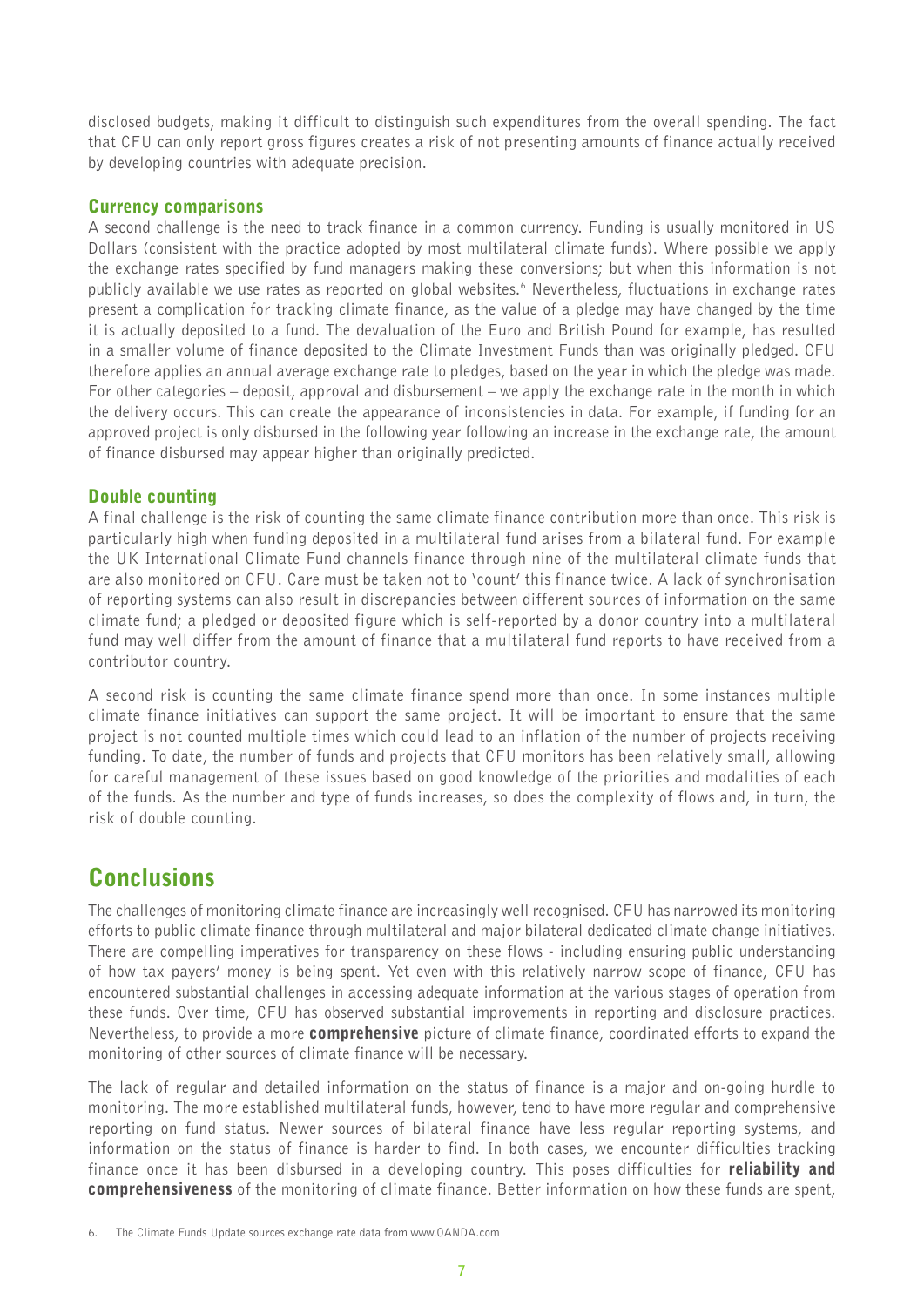disclosed budgets, making it difficult to distinguish such expenditures from the overall spending. The fact that CFU can only report gross figures creates a risk of not presenting amounts of finance actually received by developing countries with adequate precision.

### Currency comparisons

A second challenge is the need to track finance in a common currency. Funding is usually monitored in US Dollars (consistent with the practice adopted by most multilateral climate funds). Where possible we apply the exchange rates specified by fund managers making these conversions; but when this information is not publicly available we use rates as reported on global websites.[6] Nevertheless, fluctuations in exchange rates present a complication for tracking climate finance, as the value of a pledge may have changed by the time it is actually deposited to a fund. The devaluation of the Euro and British Pound for example, has resulted in a smaller volume of finance deposited to the Climate Investment Funds than was originally pledged. CFU therefore applies an annual average exchange rate to pledges, based on the year in which the pledge was made. For other categories – deposit, approval and disbursement – we apply the exchange rate in the month in which the delivery occurs. This can create the appearance of inconsistencies in data. For example, if funding for an approved project is only disbursed in the following year following an increase in the exchange rate, the amount of finance disbursed may appear higher than originally predicted.

### Double counting

A final challenge is the risk of counting the same climate finance contribution more than once. This risk is particularly high when funding deposited in a multilateral fund arises from a bilateral fund. For example the UK International Climate Fund channels finance through nine of the multilateral climate funds that are also monitored on CFU. Care must be taken not to 'count' this finance twice. A lack of synchronisation of reporting systems can also result in discrepancies between different sources of information on the same climate fund; a pledged or deposited figure which is self-reported by a donor country into a multilateral fund may well differ from the amount of finance that a multilateral fund reports to have received from a contributor country.

A second risk is counting the same climate finance spend more than once. In some instances multiple climate finance initiatives can support the same project. It will be important to ensure that the same project is not counted multiple times which could lead to an inflation of the number of projects receiving funding. To date, the number of funds and projects that CFU monitors has been relatively small, allowing for careful management of these issues based on good knowledge of the priorities and modalities of each of the funds. As the number and type of funds increases, so does the complexity of flows and, in turn, the risk of double counting.

## Conclusions

The challenges of monitoring climate finance are increasingly well recognised. CFU has narrowed its monitoring efforts to public climate finance through multilateral and major bilateral dedicated climate change initiatives. There are compelling imperatives for transparency on these flows - including ensuring public understanding of how tax payers' money is being spent. Yet even with this relatively narrow scope of finance, CFU has encountered substantial challenges in accessing adequate information at the various stages of operation from these funds. Over time, CFU has observed substantial improvements in reporting and disclosure practices. Nevertheless, to provide a more **comprehensive** picture of climate finance, coordinated efforts to expand the monitoring of other sources of climate finance will be necessary.

The lack of regular and detailed information on the status of finance is a major and on-going hurdle to monitoring. The more established multilateral funds, however, tend to have more regular and comprehensive reporting on fund status. Newer sources of bilateral finance have less regular reporting systems, and information on the status of finance is harder to find. In both cases, we encounter difficulties tracking finance once it has been disbursed in a developing country. This poses difficulties for **reliability and comprehensiveness** of the monitoring of climate finance. Better information on how these funds are spent,

6. The Climate Funds Update sources exchange rate data from www.OANDA.com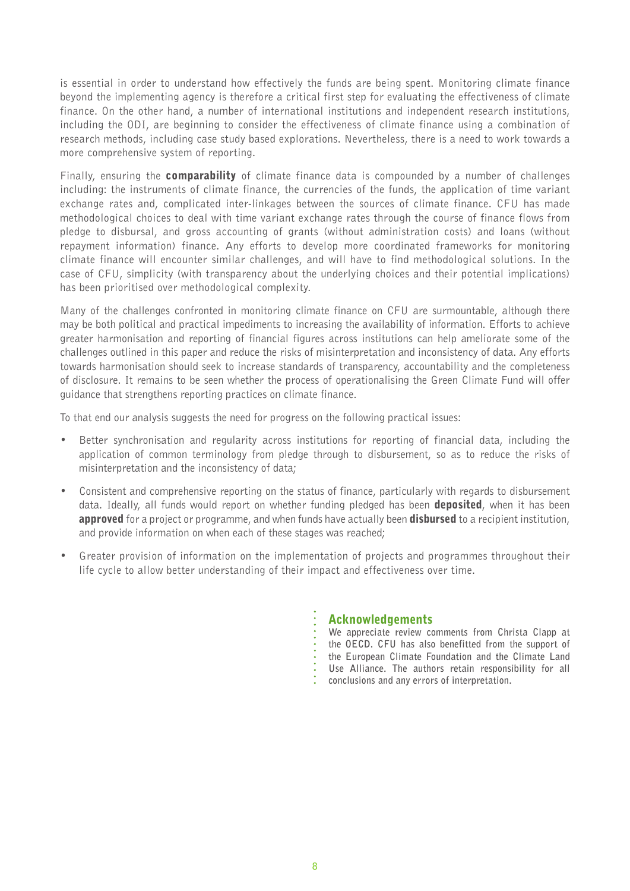is essential in order to understand how effectively the funds are being spent. Monitoring climate finance beyond the implementing agency is therefore a critical first step for evaluating the effectiveness of climate finance. On the other hand, a number of international institutions and independent research institutions, including the ODI, are beginning to consider the effectiveness of climate finance using a combination of research methods, including case study based explorations. Nevertheless, there is a need to work towards a more comprehensive system of reporting.

Finally, ensuring the **comparability** of climate finance data is compounded by a number of challenges including: the instruments of climate finance, the currencies of the funds, the application of time variant exchange rates and, complicated inter-linkages between the sources of climate finance. CFU has made methodological choices to deal with time variant exchange rates through the course of finance flows from pledge to disbursal, and gross accounting of grants (without administration costs) and loans (without repayment information) finance. Any efforts to develop more coordinated frameworks for monitoring climate finance will encounter similar challenges, and will have to find methodological solutions. In the case of CFU, simplicity (with transparency about the underlying choices and their potential implications) has been prioritised over methodological complexity.

Many of the challenges confronted in monitoring climate finance on CFU are surmountable, although there may be both political and practical impediments to increasing the availability of information. Efforts to achieve greater harmonisation and reporting of financial figures across institutions can help ameliorate some of the challenges outlined in this paper and reduce the risks of misinterpretation and inconsistency of data. Any efforts towards harmonisation should seek to increase standards of transparency, accountability and the completeness of disclosure. It remains to be seen whether the process of operationalising the Green Climate Fund will offer guidance that strengthens reporting practices on climate finance.

To that end our analysis suggests the need for progress on the following practical issues:

- Better synchronisation and regularity across institutions for reporting of financial data, including the application of common terminology from pledge through to disbursement, so as to reduce the risks of misinterpretation and the inconsistency of data;
- Consistent and comprehensive reporting on the status of finance, particularly with regards to disbursement data. Ideally, all funds would report on whether funding pledged has been **deposited**, when it has been **approved** for a project or programme, and when funds have actually been **disbursed** to a recipient institution, and provide information on when each of these stages was reached;
- Greater provision of information on the implementation of projects and programmes throughout their life cycle to allow better understanding of their impact and effectiveness over time.

## Acknowledgements

**We appreciate review comments from Christa Clapp at the OECD. CFU has also benefitted from the support of the European Climate Foundation and the Climate Land Use Alliance. The authors retain responsibility for all conclusions and any errors of interpretation.**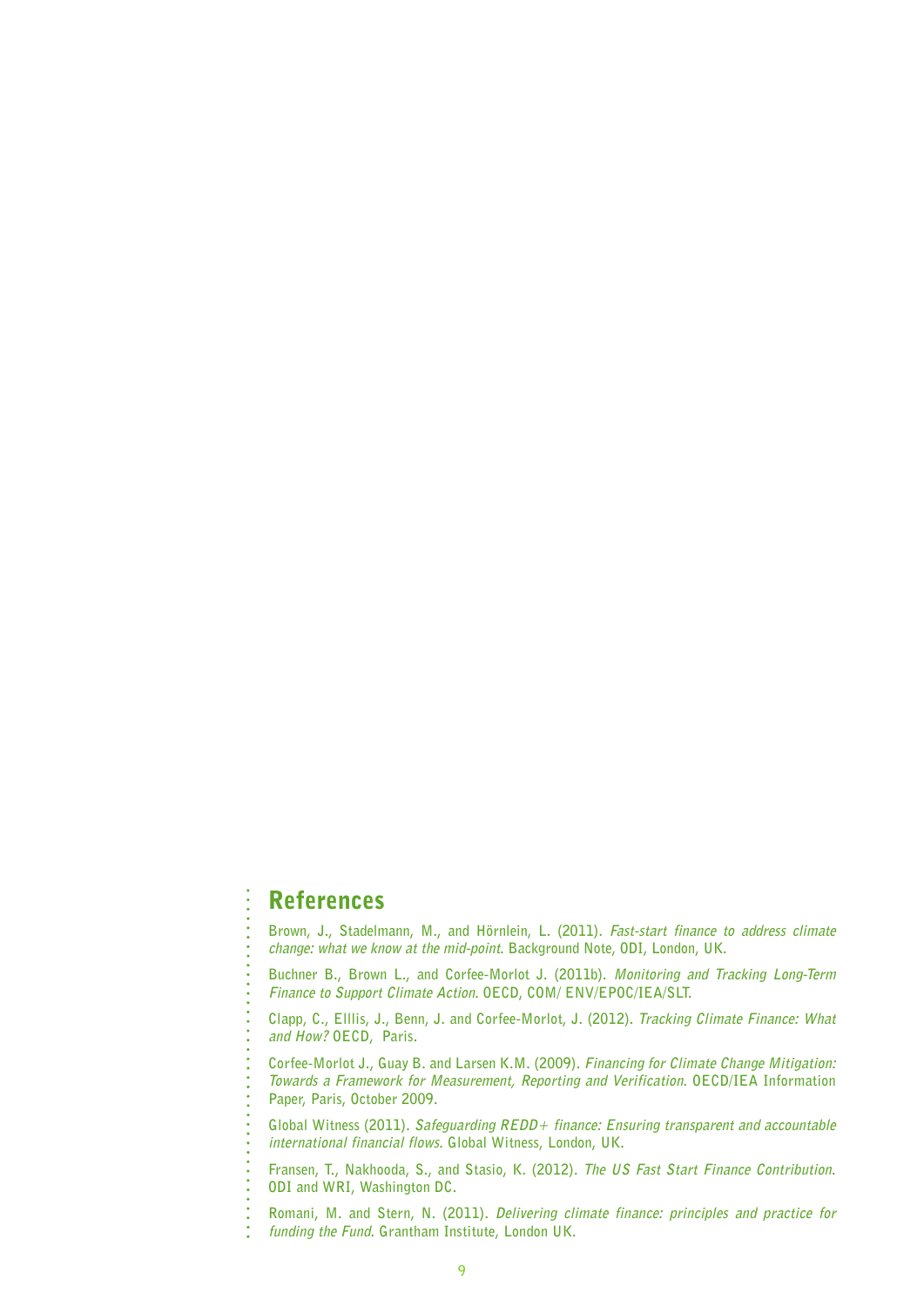## References

Brown, J., Stadelmann, M., and Hörnlein, L. (2011). *Fast-start finance to address climate change: what we know at the mid-point*. Background Note, ODI, London, UK.

Buchner B., Brown L., and Corfee-Morlot J. (2011b). *Monitoring and Tracking Long-Term Finance to Support Climate Action*. OECD, COM/ ENV/EPOC/IEA/SLT.

Clapp, C., Elllis, J., Benn, J. and Corfee-Morlot, J. (2012). *Tracking Climate Finance: What and How?* OECD, Paris.

Corfee-Morlot J., Guay B. and Larsen K.M. (2009). *Financing for Climate Change Mitigation: Towards a Framework for Measurement, Reporting and Verification*. OECD/IEA Information Paper, Paris, October 2009.

Global Witness (2011). *Safeguarding REDD+ finance: Ensuring transparent and accountable international financial flows*. Global Witness, London, UK.

Fransen, T., Nakhooda, S., and Stasio, K. (2012). *The US Fast Start Finance Contribution*. ODI and WRI, Washington DC.

Romani, M. and Stern, N. (2011). *Delivering climate finance: principles and practice for funding the Fund*. Grantham Institute, London UK.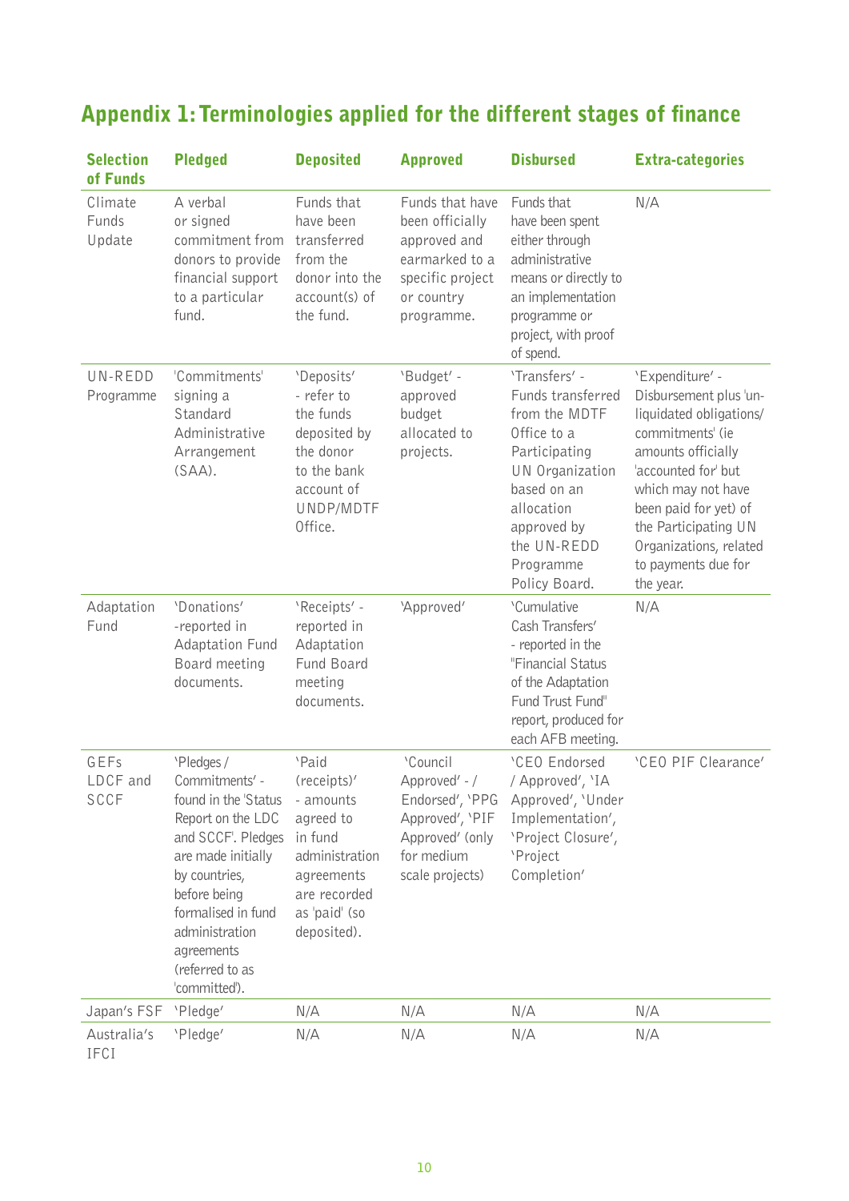## Appendix 1: Terminologies applied for the different stages of finance

| Selection of Funds | Pledged | Deposited | Approved | Disbursed | Extra-categories |
|---|---|---|---|---|---|
| Climate Funds Update | A verbal or signed commitment from donors to provide financial support to a particular fund. | Funds that have been transferred from the donor into the account(s) of the fund. | Funds that have been officially approved and earmarked to a specific project or country programme. | Funds that have been spent either through administrative means or directly to an implementation programme or project, with proof of spend. | N/A |
| UN-REDD Programme | 'Commitments' signing a Standard Administrative Arrangement (SAA). | 'Deposits' - refer to the funds deposited by the donor to the bank account of UNDP/MDTF Office. | 'Budget' - approved budget allocated to projects. | 'Transfers' - Funds transferred from the MDTF Office to a Participating UN Organization based on an allocation approved by the UN-REDD Programme Policy Board. | 'Expenditure' - Disbursement plus 'un-liquidated obligations/ commitments' (ie amounts officially 'accounted for' but which may not have been paid for yet) of the Participating UN Organizations, related to payments due for the year. |
| Adaptation Fund | 'Donations' -reported in Adaptation Fund Board meeting documents. | 'Receipts' - reported in Adaptation Fund Board meeting documents. | 'Approved' | 'Cumulative Cash Transfers' - reported in the "Financial Status of the Adaptation Fund Trust Fund" report, produced for each AFB meeting. | N/A |
| GEFs LDCF and SCCF | 'Pledges / Commitments' - found in the 'Status Report on the LDC and SCCF'. Pledges are made initially by countries, before being formalised in fund administration agreements (referred to as 'committed'). | 'Paid (receipts)' - amounts agreed to in fund administration agreements are recorded as 'paid' (so deposited). | 'Council Approved' - / Endorsed', 'PPG Approved', 'PIF Approved' (only for medium scale projects) | 'CEO Endorsed / Approved', 'IA Approved', 'Under Implementation', 'Project Closure', 'Project Completion' | 'CEO PIF Clearance' |
| Japan's FSF | 'Pledge' | N/A | N/A | N/A | N/A |
| Australia's IFCI | 'Pledge' | N/A | N/A | N/A | N/A |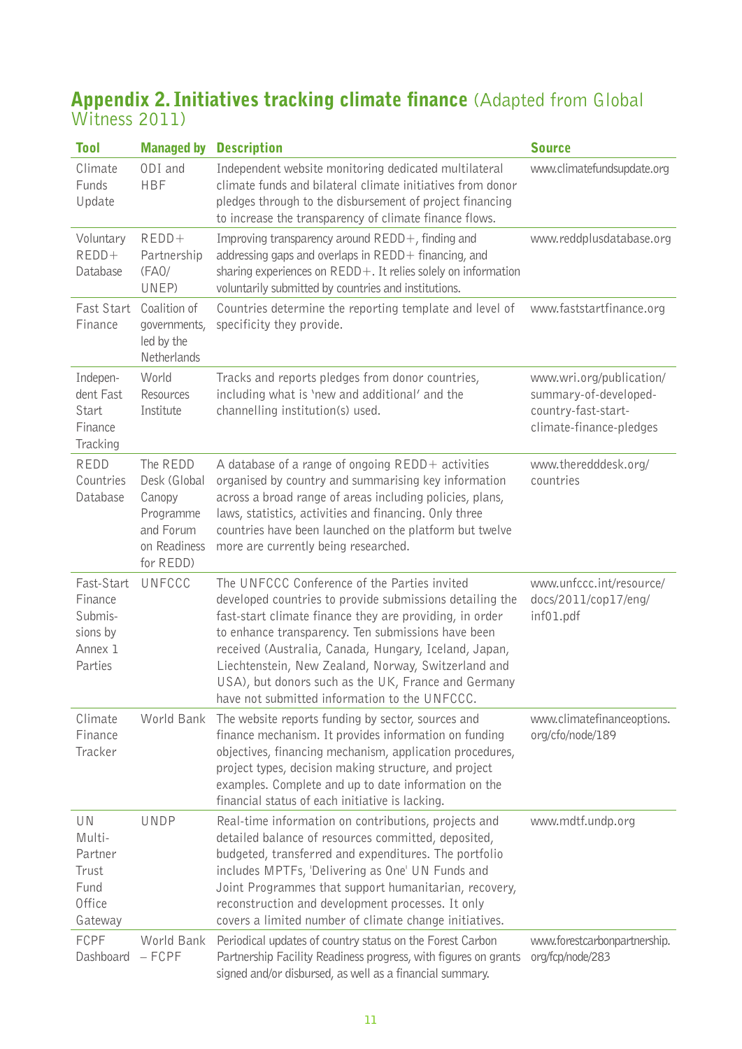## Appendix 2. Initiatives tracking climate finance (Adapted from Global Witness 2011)

| Tool | Managed by | Description | Source |
|---|---|---|---|
| Climate Funds Update | ODI and HBF | Independent website monitoring dedicated multilateral climate funds and bilateral climate initiatives from donor pledges through to the disbursement of project financing to increase the transparency of climate finance flows. | www.climatefundsupdate.org |
| Voluntary REDD+ Database | REDD+ Partnership (FAO/ UNEP) | Improving transparency around REDD+, finding and addressing gaps and overlaps in REDD+ financing, and sharing experiences on REDD+. It relies solely on information voluntarily submitted by countries and institutions. | www.reddplusdatabase.org |
| Fast Start Finance | Coalition of governments, led by the Netherlands | Countries determine the reporting template and level of specificity they provide. | www.faststartfinance.org |
| Independent Fast Start Finance Tracking | World Resources Institute | Tracks and reports pledges from donor countries, including what is 'new and additional' and the channelling institution(s) used. | www.wri.org/publication/summary-of-developed-country-fast-start-climate-finance-pledges |
| REDD Countries Database | The REDD Desk (Global Canopy Programme and Forum on Readiness for REDD) | A database of a range of ongoing REDD+ activities organised by country and summarising key information across a broad range of areas including policies, plans, laws, statistics, activities and financing. Only three countries have been launched on the platform but twelve more are currently being researched. | www.theredddesk.org/countries |
| Fast-Start Finance Submissions by Annex 1 Parties | UNFCCC | The UNFCCC Conference of the Parties invited developed countries to provide submissions detailing the fast-start climate finance they are providing, in order to enhance transparency. Ten submissions have been received (Australia, Canada, Hungary, Iceland, Japan, Liechtenstein, New Zealand, Norway, Switzerland and USA), but donors such as the UK, France and Germany have not submitted information to the UNFCCC. | www.unfccc.int/resource/docs/2011/cop17/eng/inf01.pdf |
| Climate Finance Tracker | World Bank | The website reports funding by sector, sources and finance mechanism. It provides information on funding objectives, financing mechanism, application procedures, project types, decision making structure, and project examples. Complete and up to date information on the financial status of each initiative is lacking. | www.climatefinanceoptions.org/cfo/node/189 |
| UN Multi-Partner Trust Fund Office Gateway | UNDP | Real-time information on contributions, projects and detailed balance of resources committed, deposited, budgeted, transferred and expenditures. The portfolio includes MPTFs, 'Delivering as One' UN Funds and Joint Programmes that support humanitarian, recovery, reconstruction and development processes. It only covers a limited number of climate change initiatives. | www.mdtf.undp.org |
| FCPF Dashboard | World Bank – FCPF | Periodical updates of country status on the Forest Carbon Partnership Facility Readiness progress, with figures on grants signed and/or disbursed, as well as a financial summary. | www.forestcarbonpartnership.org/fcp/node/283 |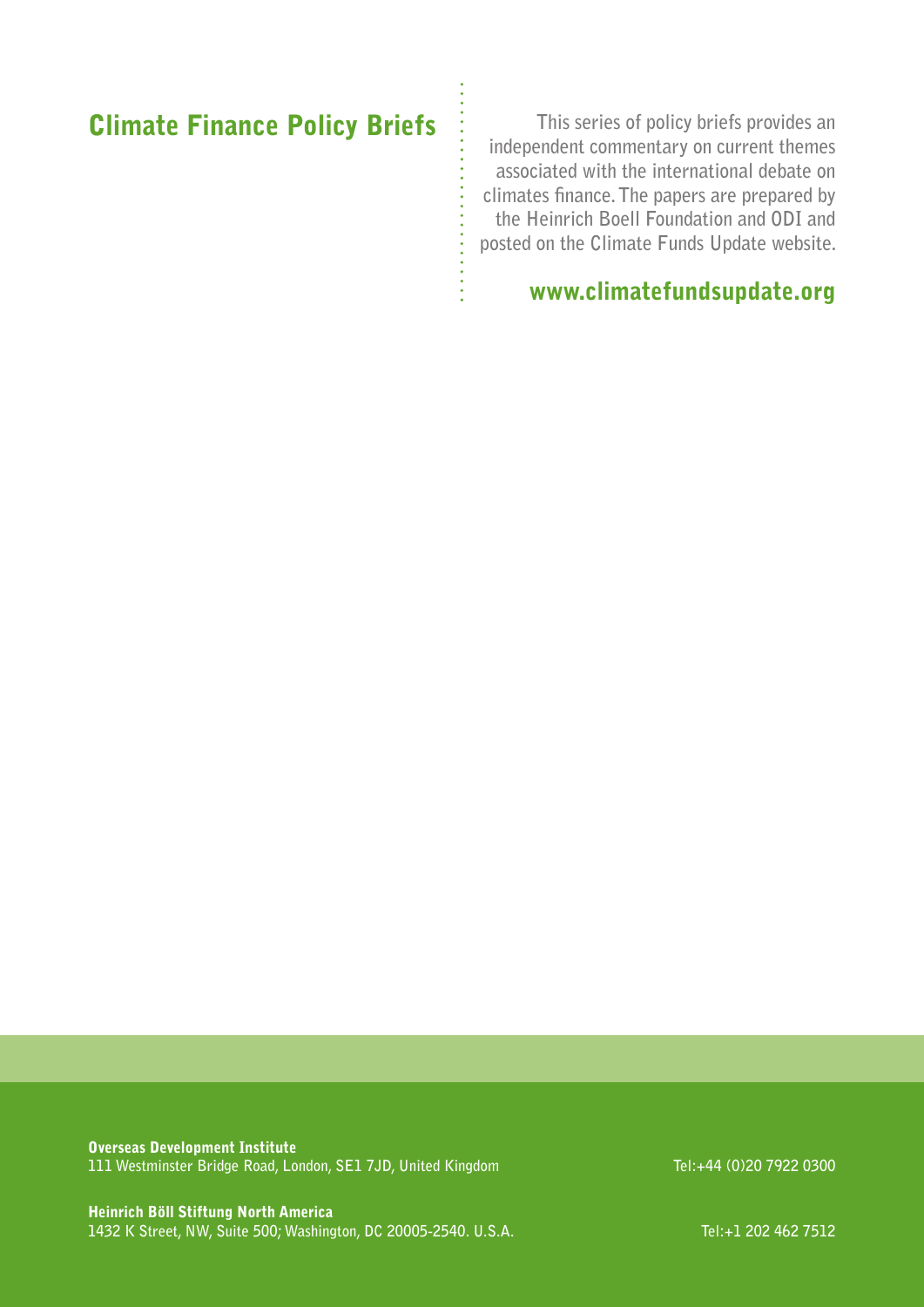## Climate Finance Policy Briefs

This series of policy briefs provides an independent commentary on current themes associated with the international debate on climates finance. The papers are prepared by the Heinrich Boell Foundation and ODI and posted on the Climate Funds Update website.

**www.climatefundsupdate.org**

**Overseas Development Institute**
111 Westminster Bridge Road, London, SE1 7JD, United Kingdom
Tel:+44 (0)20 7922 0300

**Heinrich Böll Stiftung North America**
1432 K Street, NW, Suite 500; Washington, DC 20005-2540. U.S.A.
Tel:+1 202 462 7512